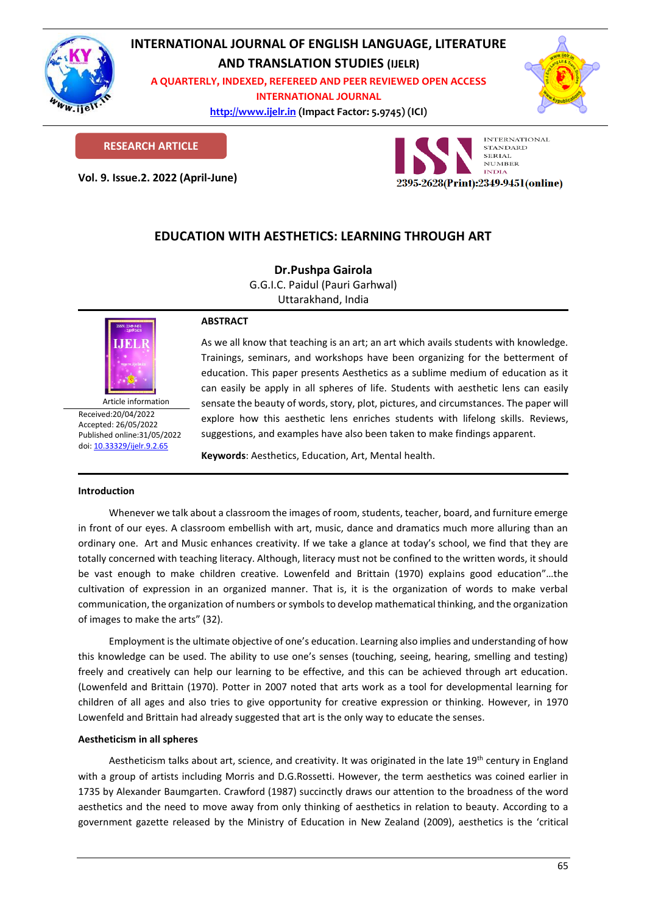# INTERNATIONAL JOURNAL OF ENGLISH LANGUAGE, LITERATURE AND TRANSLATION STUDIES (IJELR)

A QUARTERLY, INDEXED, REFEREED AND PEER REVIEWED OPEN ACCESS INTERNATIONAL JOURNAL

http://www.ijelr.in (Impact Factor: 5.9745) (ICI)

RESEARCH ARTICLE

Vol. 9. Issue.2. 2022 (April-June)

2395-2628(Print):2349-9451(online)

## EDUCATION WITH AESTHETICS: LEARNING THROUGH ART

**Dr.Pushpa Gairola**
G.G.I.C. Paidul (Pauri Garhwal)
Uttarakhand, India

Article information
Received:20/04/2022
Accepted: 26/05/2022
Published online:31/05/2022
doi: 10.33329/ijelr.9.2.65

### ABSTRACT

As we all know that teaching is an art; an art which avails students with knowledge. Trainings, seminars, and workshops have been organizing for the betterment of education. This paper presents Aesthetics as a sublime medium of education as it can easily be apply in all spheres of life. Students with aesthetic lens can easily sensate the beauty of words, story, plot, pictures, and circumstances. The paper will explore how this aesthetic lens enriches students with lifelong skills. Reviews, suggestions, and examples have also been taken to make findings apparent.

**Keywords**: Aesthetics, Education, Art, Mental health.

### Introduction

Whenever we talk about a classroom the images of room, students, teacher, board, and furniture emerge in front of our eyes. A classroom embellish with art, music, dance and dramatics much more alluring than an ordinary one. Art and Music enhances creativity. If we take a glance at today's school, we find that they are totally concerned with teaching literacy. Although, literacy must not be confined to the written words, it should be vast enough to make children creative. Lowenfeld and Brittain (1970) explains good education"…the cultivation of expression in an organized manner. That is, it is the organization of words to make verbal communication, the organization of numbers or symbols to develop mathematical thinking, and the organization of images to make the arts" (32).

Employment is the ultimate objective of one's education. Learning also implies and understanding of how this knowledge can be used. The ability to use one's senses (touching, seeing, hearing, smelling and testing) freely and creatively can help our learning to be effective, and this can be achieved through art education. (Lowenfeld and Brittain (1970). Potter in 2007 noted that arts work as a tool for developmental learning for children of all ages and also tries to give opportunity for creative expression or thinking. However, in 1970 Lowenfeld and Brittain had already suggested that art is the only way to educate the senses.

### Aestheticism in all spheres

Aestheticism talks about art, science, and creativity. It was originated in the late 19th century in England with a group of artists including Morris and D.G.Rossetti. However, the term aesthetics was coined earlier in 1735 by Alexander Baumgarten. Crawford (1987) succinctly draws our attention to the broadness of the word aesthetics and the need to move away from only thinking of aesthetics in relation to beauty. According to a government gazette released by the Ministry of Education in New Zealand (2009), aesthetics is the 'critical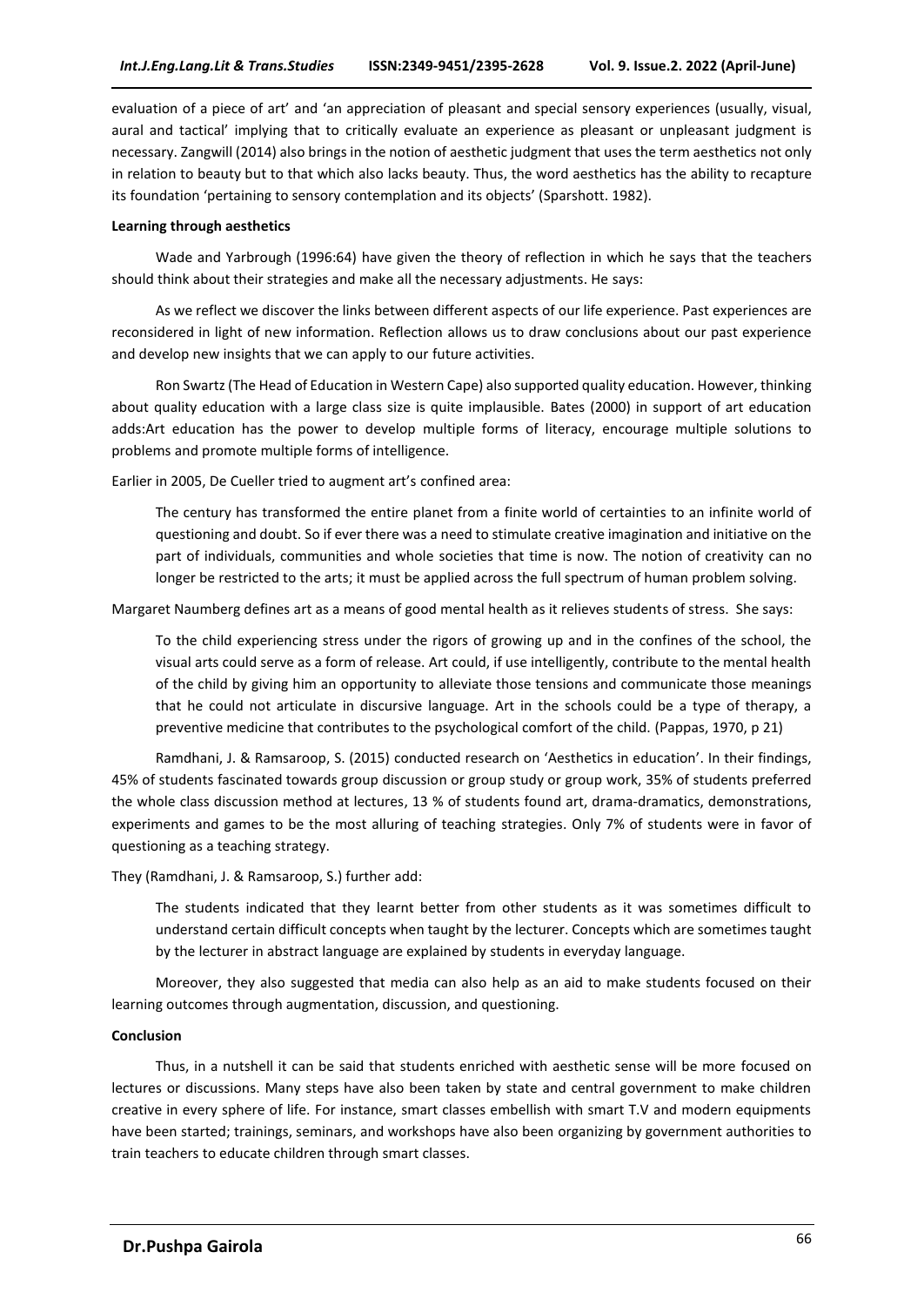evaluation of a piece of art' and 'an appreciation of pleasant and special sensory experiences (usually, visual, aural and tactical' implying that to critically evaluate an experience as pleasant or unpleasant judgment is necessary. Zangwill (2014) also brings in the notion of aesthetic judgment that uses the term aesthetics not only in relation to beauty but to that which also lacks beauty. Thus, the word aesthetics has the ability to recapture its foundation 'pertaining to sensory contemplation and its objects' (Sparshott. 1982).

**Learning through aesthetics**

Wade and Yarbrough (1996:64) have given the theory of reflection in which he says that the teachers should think about their strategies and make all the necessary adjustments. He says:

> As we reflect we discover the links between different aspects of our life experience. Past experiences are reconsidered in light of new information. Reflection allows us to draw conclusions about our past experience and develop new insights that we can apply to our future activities.

Ron Swartz (The Head of Education in Western Cape) also supported quality education. However, thinking about quality education with a large class size is quite implausible. Bates (2000) in support of art education adds:Art education has the power to develop multiple forms of literacy, encourage multiple solutions to problems and promote multiple forms of intelligence.

Earlier in 2005, De Cueller tried to augment art's confined area:

> The century has transformed the entire planet from a finite world of certainties to an infinite world of questioning and doubt. So if ever there was a need to stimulate creative imagination and initiative on the part of individuals, communities and whole societies that time is now. The notion of creativity can no longer be restricted to the arts; it must be applied across the full spectrum of human problem solving.

Margaret Naumberg defines art as a means of good mental health as it relieves students of stress. She says:

> To the child experiencing stress under the rigors of growing up and in the confines of the school, the visual arts could serve as a form of release. Art could, if use intelligently, contribute to the mental health of the child by giving him an opportunity to alleviate those tensions and communicate those meanings that he could not articulate in discursive language. Art in the schools could be a type of therapy, a preventive medicine that contributes to the psychological comfort of the child. (Pappas, 1970, p 21)

Ramdhani, J. & Ramsaroop, S. (2015) conducted research on 'Aesthetics in education'. In their findings, 45% of students fascinated towards group discussion or group study or group work, 35% of students preferred the whole class discussion method at lectures, 13 % of students found art, drama-dramatics, demonstrations, experiments and games to be the most alluring of teaching strategies. Only 7% of students were in favor of questioning as a teaching strategy.

They (Ramdhani, J. & Ramsaroop, S.) further add:

> The students indicated that they learnt better from other students as it was sometimes difficult to understand certain difficult concepts when taught by the lecturer. Concepts which are sometimes taught by the lecturer in abstract language are explained by students in everyday language.

Moreover, they also suggested that media can also help as an aid to make students focused on their learning outcomes through augmentation, discussion, and questioning.

**Conclusion**

Thus, in a nutshell it can be said that students enriched with aesthetic sense will be more focused on lectures or discussions. Many steps have also been taken by state and central government to make children creative in every sphere of life. For instance, smart classes embellish with smart T.V and modern equipments have been started; trainings, seminars, and workshops have also been organizing by government authorities to train teachers to educate children through smart classes.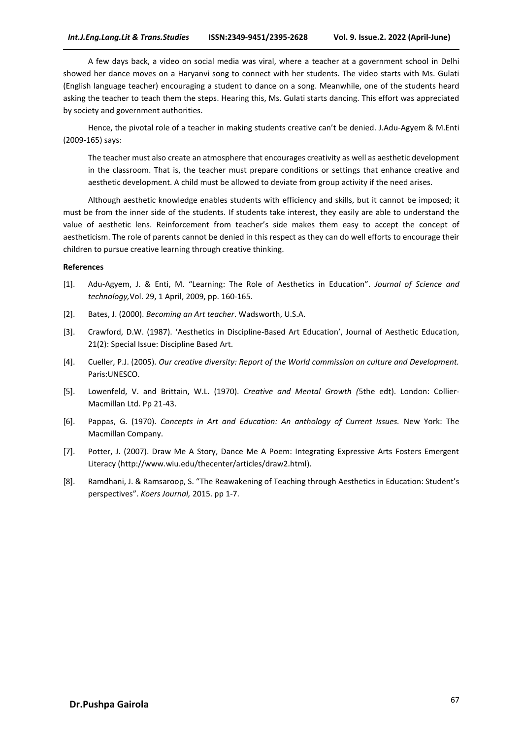A few days back, a video on social media was viral, where a teacher at a government school in Delhi showed her dance moves on a Haryanvi song to connect with her students. The video starts with Ms. Gulati (English language teacher) encouraging a student to dance on a song. Meanwhile, one of the students heard asking the teacher to teach them the steps. Hearing this, Ms. Gulati starts dancing. This effort was appreciated by society and government authorities.

Hence, the pivotal role of a teacher in making students creative can't be denied. J.Adu-Agyem & M.Enti (2009-165) says:

> The teacher must also create an atmosphere that encourages creativity as well as aesthetic development in the classroom. That is, the teacher must prepare conditions or settings that enhance creative and aesthetic development. A child must be allowed to deviate from group activity if the need arises.

Although aesthetic knowledge enables students with efficiency and skills, but it cannot be imposed; it must be from the inner side of the students. If students take interest, they easily are able to understand the value of aesthetic lens. Reinforcement from teacher's side makes them easy to accept the concept of aestheticism. The role of parents cannot be denied in this respect as they can do well efforts to encourage their children to pursue creative learning through creative thinking.

**References**

[1]. Adu-Agyem, J. & Enti, M. "Learning: The Role of Aesthetics in Education". *Journal of Science and technology,* Vol. 29, 1 April, 2009, pp. 160-165.

[2]. Bates, J. (2000). *Becoming an Art teacher*. Wadsworth, U.S.A.

[3]. Crawford, D.W. (1987). 'Aesthetics in Discipline-Based Art Education', Journal of Aesthetic Education, 21(2): Special Issue: Discipline Based Art.

[4]. Cueller, P.J. (2005). *Our creative diversity: Report of the World commission on culture and Development.* Paris:UNESCO.

[5]. Lowenfeld, V. and Brittain, W.L. (1970). *Creative and Mental Growth (*5the edt). London: Collier-Macmillan Ltd. Pp 21-43.

[6]. Pappas, G. (1970). *Concepts in Art and Education: An anthology of Current Issues.* New York: The Macmillan Company.

[7]. Potter, J. (2007). Draw Me A Story, Dance Me A Poem: Integrating Expressive Arts Fosters Emergent Literacy (http://www.wiu.edu/thecenter/articles/draw2.html).

[8]. Ramdhani, J. & Ramsaroop, S. "The Reawakening of Teaching through Aesthetics in Education: Student's perspectives". *Koers Journal,* 2015. pp 1-7.